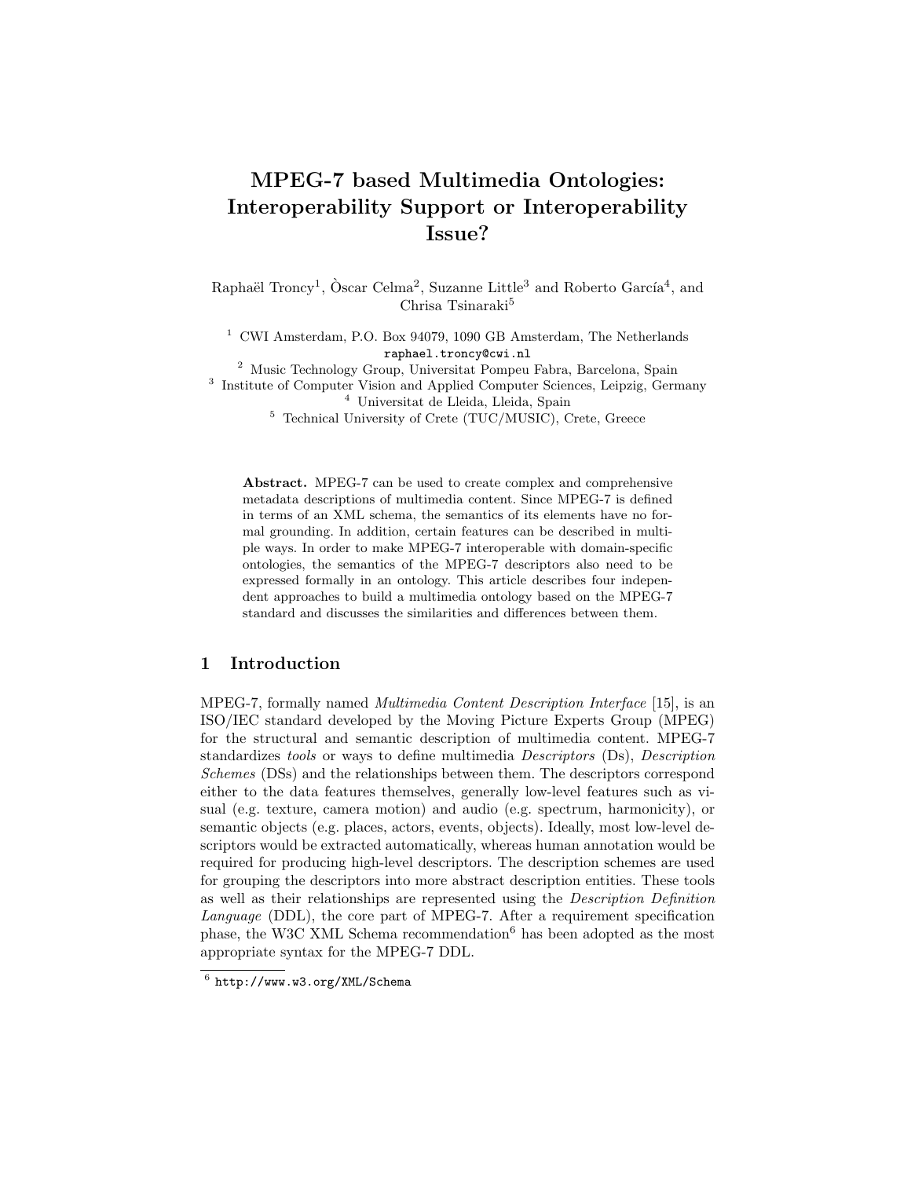# MPEG-7 based Multimedia Ontologies: Interoperability Support or Interoperability Issue?

Raphaël Troncy[1], Òscar Celma[2], Suzanne Little[3] and Roberto García[4], and Chrisa Tsinaraki[5]

[1] CWI Amsterdam, P.O. Box 94079, 1090 GB Amsterdam, The Netherlands
raphael.troncy@cwi.nl
[2] Music Technology Group, Universitat Pompeu Fabra, Barcelona, Spain
[3] Institute of Computer Vision and Applied Computer Sciences, Leipzig, Germany
[4] Universitat de Lleida, Lleida, Spain
[5] Technical University of Crete (TUC/MUSIC), Crete, Greece

**Abstract.** MPEG-7 can be used to create complex and comprehensive metadata descriptions of multimedia content. Since MPEG-7 is defined in terms of an XML schema, the semantics of its elements have no formal grounding. In addition, certain features can be described in multiple ways. In order to make MPEG-7 interoperable with domain-specific ontologies, the semantics of the MPEG-7 descriptors also need to be expressed formally in an ontology. This article describes four independent approaches to build a multimedia ontology based on the MPEG-7 standard and discusses the similarities and differences between them.

## 1 Introduction

MPEG-7, formally named *Multimedia Content Description Interface* [15], is an ISO/IEC standard developed by the Moving Picture Experts Group (MPEG) for the structural and semantic description of multimedia content. MPEG-7 standardizes *tools* or ways to define multimedia *Descriptors* (Ds), *Description Schemes* (DSs) and the relationships between them. The descriptors correspond either to the data features themselves, generally low-level features such as visual (e.g. texture, camera motion) and audio (e.g. spectrum, harmonicity), or semantic objects (e.g. places, actors, events, objects). Ideally, most low-level descriptors would be extracted automatically, whereas human annotation would be required for producing high-level descriptors. The description schemes are used for grouping the descriptors into more abstract description entities. These tools as well as their relationships are represented using the *Description Definition Language* (DDL), the core part of MPEG-7. After a requirement specification phase, the W3C XML Schema recommendation[6] has been adopted as the most appropriate syntax for the MPEG-7 DDL.

[6] http://www.w3.org/XML/Schema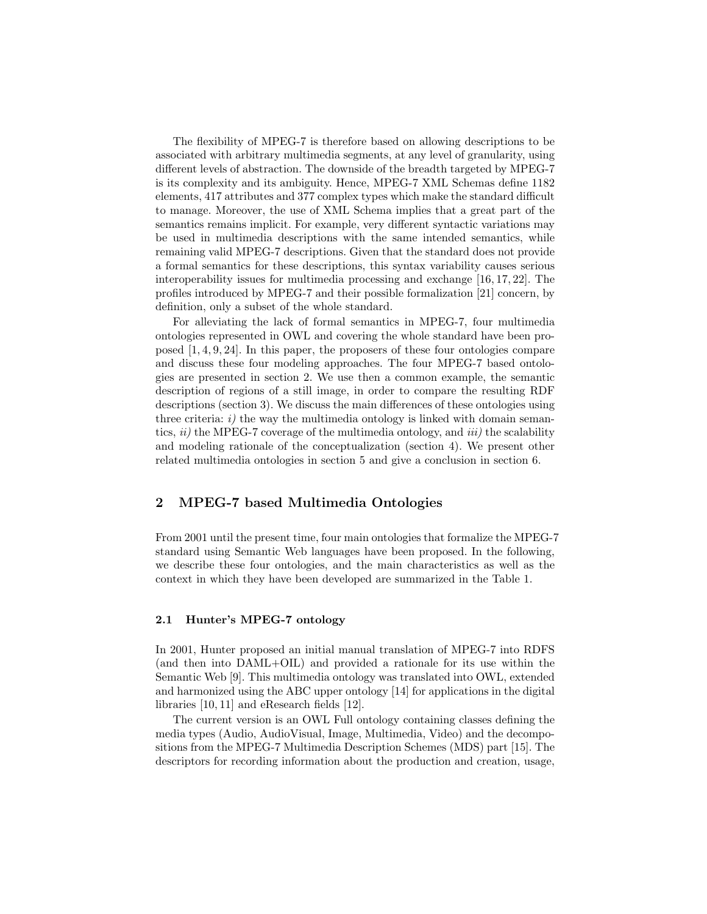The flexibility of MPEG-7 is therefore based on allowing descriptions to be associated with arbitrary multimedia segments, at any level of granularity, using different levels of abstraction. The downside of the breadth targeted by MPEG-7 is its complexity and its ambiguity. Hence, MPEG-7 XML Schemas define 1182 elements, 417 attributes and 377 complex types which make the standard difficult to manage. Moreover, the use of XML Schema implies that a great part of the semantics remains implicit. For example, very different syntactic variations may be used in multimedia descriptions with the same intended semantics, while remaining valid MPEG-7 descriptions. Given that the standard does not provide a formal semantics for these descriptions, this syntax variability causes serious interoperability issues for multimedia processing and exchange [16, 17, 22]. The profiles introduced by MPEG-7 and their possible formalization [21] concern, by definition, only a subset of the whole standard.

For alleviating the lack of formal semantics in MPEG-7, four multimedia ontologies represented in OWL and covering the whole standard have been proposed [1, 4, 9, 24]. In this paper, the proposers of these four ontologies compare and discuss these four modeling approaches. The four MPEG-7 based ontologies are presented in section 2. We use then a common example, the semantic description of regions of a still image, in order to compare the resulting RDF descriptions (section 3). We discuss the main differences of these ontologies using three criteria: *i)* the way the multimedia ontology is linked with domain semantics, *ii)* the MPEG-7 coverage of the multimedia ontology, and *iii)* the scalability and modeling rationale of the conceptualization (section 4). We present other related multimedia ontologies in section 5 and give a conclusion in section 6.

## 2 MPEG-7 based Multimedia Ontologies

From 2001 until the present time, four main ontologies that formalize the MPEG-7 standard using Semantic Web languages have been proposed. In the following, we describe these four ontologies, and the main characteristics as well as the context in which they have been developed are summarized in the Table 1.

### 2.1 Hunter's MPEG-7 ontology

In 2001, Hunter proposed an initial manual translation of MPEG-7 into RDFS (and then into DAML+OIL) and provided a rationale for its use within the Semantic Web [9]. This multimedia ontology was translated into OWL, extended and harmonized using the ABC upper ontology [14] for applications in the digital libraries [10, 11] and eResearch fields [12].

The current version is an OWL Full ontology containing classes defining the media types (Audio, AudioVisual, Image, Multimedia, Video) and the decompositions from the MPEG-7 Multimedia Description Schemes (MDS) part [15]. The descriptors for recording information about the production and creation, usage,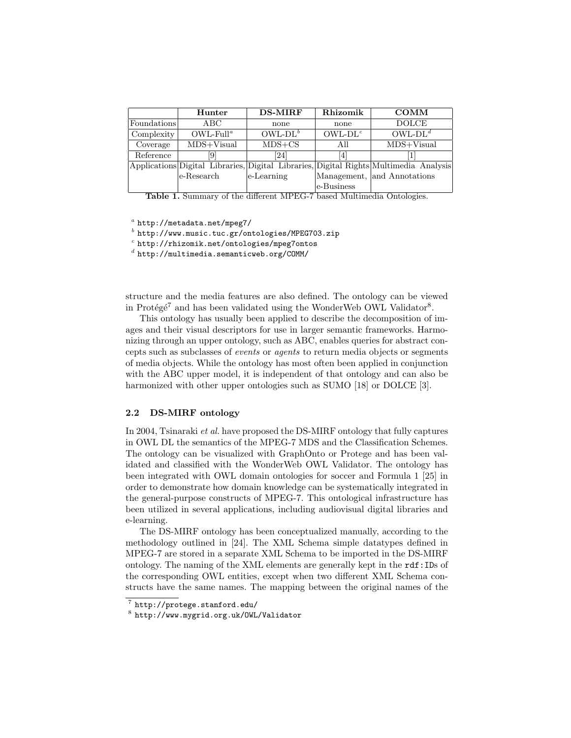| | Hunter | DS-MIRF | Rhizomik | COMM |
|---|---|---|---|---|
| Foundations | ABC | none | none | DOLCE |
| Complexity | OWL-Full[a] | OWL-DL[b] | OWL-DL[c] | OWL-DL[d] |
| Coverage | MDS+Visual | MDS+CS | All | MDS+Visual |
| Reference | [9] | [24] | [4] | [1] |
| Applications | Digital Libraries, e-Research | Digital Libraries, e-Learning | Digital Rights Management, e-Business | Multimedia Analysis and Annotations |

**Table 1.** Summary of the different MPEG-7 based Multimedia Ontologies.

[a] http://metadata.net/mpeg7/
[b] http://www.music.tuc.gr/ontologies/MPEG703.zip
[c] http://rhizomik.net/ontologies/mpeg7ontos
[d] http://multimedia.semanticweb.org/COMM/

structure and the media features are also defined. The ontology can be viewed in Protégé[7] and has been validated using the WonderWeb OWL Validator[8].

This ontology has usually been applied to describe the decomposition of images and their visual descriptors for use in larger semantic frameworks. Harmonizing through an upper ontology, such as ABC, enables queries for abstract concepts such as subclasses of *events* or *agents* to return media objects or segments of media objects. While the ontology has most often been applied in conjunction with the ABC upper model, it is independent of that ontology and can also be harmonized with other upper ontologies such as SUMO [18] or DOLCE [3].

### 2.2 DS-MIRF ontology

In 2004, Tsinaraki *et al.* have proposed the DS-MIRF ontology that fully captures in OWL DL the semantics of the MPEG-7 MDS and the Classification Schemes. The ontology can be visualized with GraphOnto or Protege and has been validated and classified with the WonderWeb OWL Validator. The ontology has been integrated with OWL domain ontologies for soccer and Formula 1 [25] in order to demonstrate how domain knowledge can be systematically integrated in the general-purpose constructs of MPEG-7. This ontological infrastructure has been utilized in several applications, including audiovisual digital libraries and e-learning.

The DS-MIRF ontology has been conceptualized manually, according to the methodology outlined in [24]. The XML Schema simple datatypes defined in MPEG-7 are stored in a separate XML Schema to be imported in the DS-MIRF ontology. The naming of the XML elements are generally kept in the `rdf:ID`s of the corresponding OWL entities, except when two different XML Schema constructs have the same names. The mapping between the original names of the

[7] http://protege.stanford.edu/
[8] http://www.mygrid.org.uk/OWL/Validator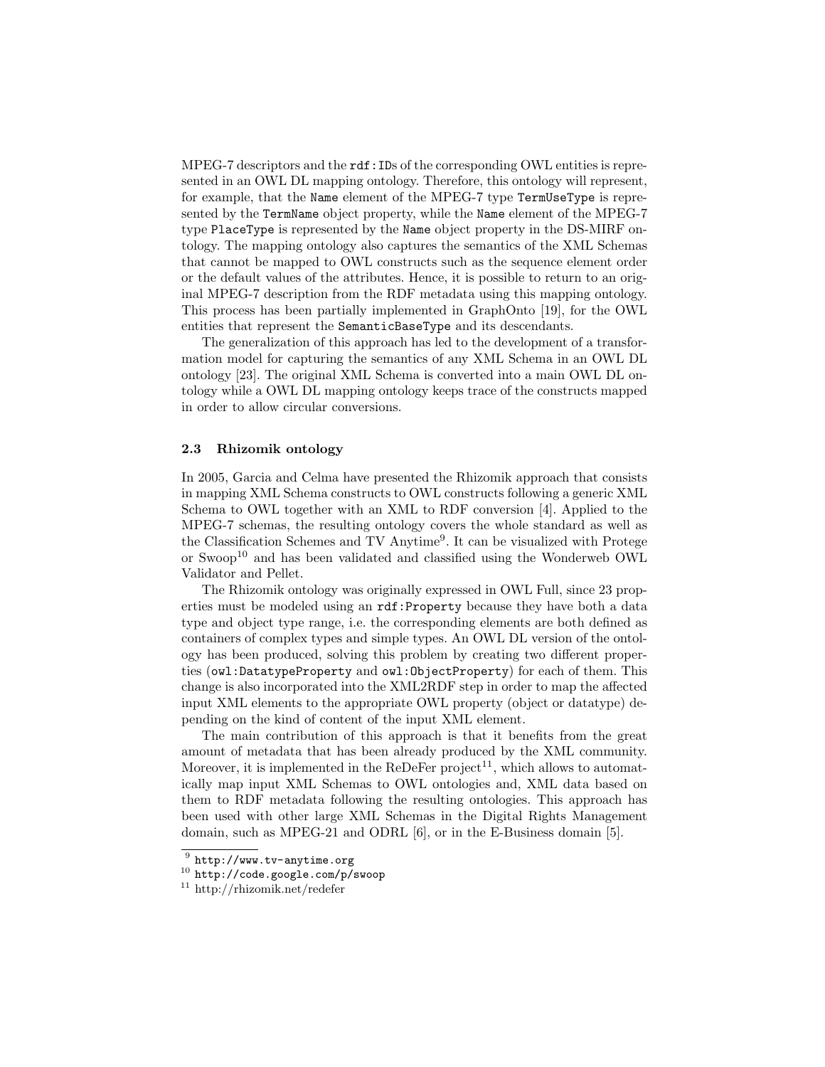MPEG-7 descriptors and the `rdf:ID`s of the corresponding OWL entities is represented in an OWL DL mapping ontology. Therefore, this ontology will represent, for example, that the `Name` element of the MPEG-7 type `TermUseType` is represented by the `TermName` object property, while the `Name` element of the MPEG-7 type `PlaceType` is represented by the `Name` object property in the DS-MIRF ontology. The mapping ontology also captures the semantics of the XML Schemas that cannot be mapped to OWL constructs such as the sequence element order or the default values of the attributes. Hence, it is possible to return to an original MPEG-7 description from the RDF metadata using this mapping ontology. This process has been partially implemented in GraphOnto [19], for the OWL entities that represent the `SemanticBaseType` and its descendants.

The generalization of this approach has led to the development of a transformation model for capturing the semantics of any XML Schema in an OWL DL ontology [23]. The original XML Schema is converted into a main OWL DL ontology while a OWL DL mapping ontology keeps trace of the constructs mapped in order to allow circular conversions.

### 2.3 Rhizomik ontology

In 2005, Garcia and Celma have presented the Rhizomik approach that consists in mapping XML Schema constructs to OWL constructs following a generic XML Schema to OWL together with an XML to RDF conversion [4]. Applied to the MPEG-7 schemas, the resulting ontology covers the whole standard as well as the Classification Schemes and TV Anytime[9]. It can be visualized with Protege or Swoop[10] and has been validated and classified using the Wonderweb OWL Validator and Pellet.

The Rhizomik ontology was originally expressed in OWL Full, since 23 properties must be modeled using an `rdf:Property` because they have both a data type and object type range, i.e. the corresponding elements are both defined as containers of complex types and simple types. An OWL DL version of the ontology has been produced, solving this problem by creating two different properties (`owl:DatatypeProperty` and `owl:ObjectProperty`) for each of them. This change is also incorporated into the XML2RDF step in order to map the affected input XML elements to the appropriate OWL property (object or datatype) depending on the kind of content of the input XML element.

The main contribution of this approach is that it benefits from the great amount of metadata that has been already produced by the XML community. Moreover, it is implemented in the ReDeFer project[11], which allows to automatically map input XML Schemas to OWL ontologies and, XML data based on them to RDF metadata following the resulting ontologies. This approach has been used with other large XML Schemas in the Digital Rights Management domain, such as MPEG-21 and ODRL [6], or in the E-Business domain [5].

---

[9] `http://www.tv-anytime.org`

[10] `http://code.google.com/p/swoop`

[11] http://rhizomik.net/redefer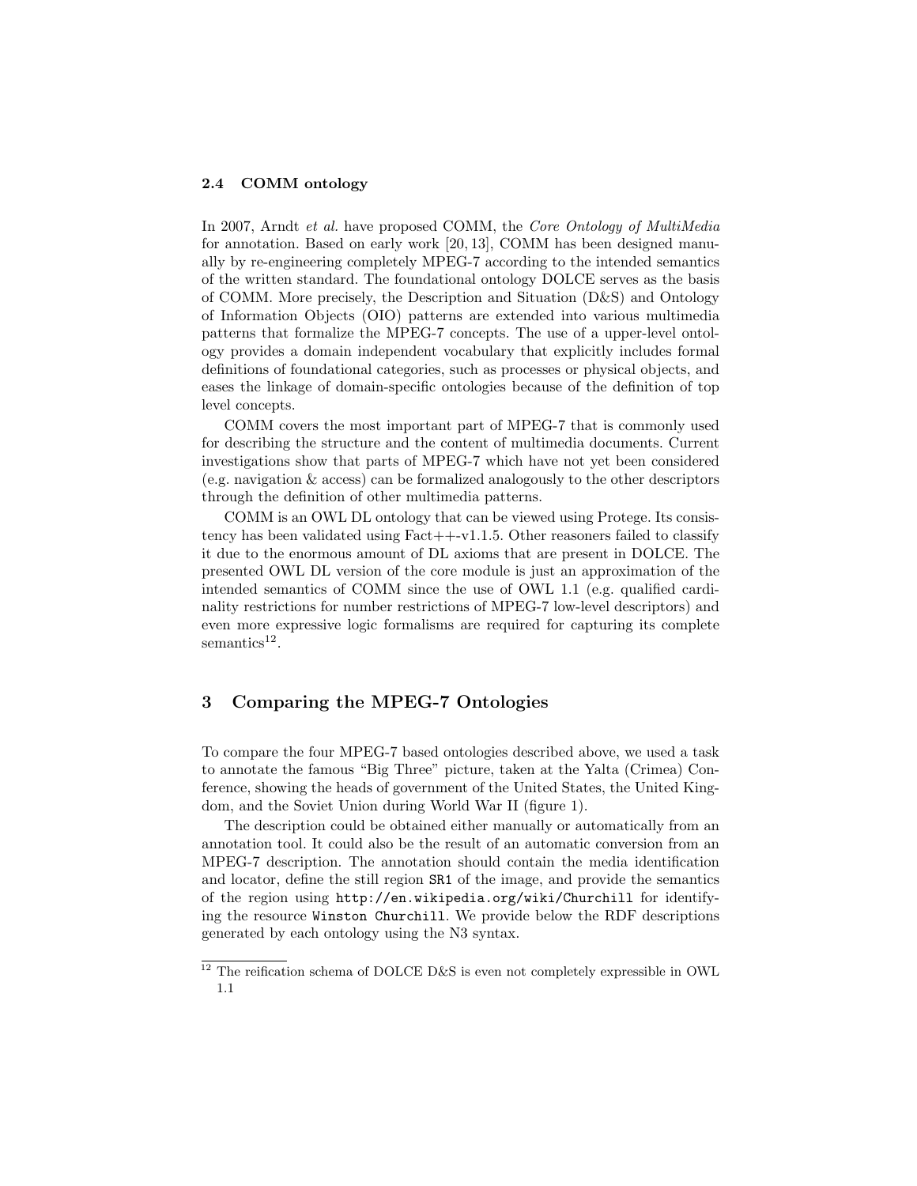### 2.4 COMM ontology

In 2007, Arndt *et al.* have proposed COMM, the *Core Ontology of MultiMedia* for annotation. Based on early work [20, 13], COMM has been designed manually by re-engineering completely MPEG-7 according to the intended semantics of the written standard. The foundational ontology DOLCE serves as the basis of COMM. More precisely, the Description and Situation (D&S) and Ontology of Information Objects (OIO) patterns are extended into various multimedia patterns that formalize the MPEG-7 concepts. The use of a upper-level ontology provides a domain independent vocabulary that explicitly includes formal definitions of foundational categories, such as processes or physical objects, and eases the linkage of domain-specific ontologies because of the definition of top level concepts.

COMM covers the most important part of MPEG-7 that is commonly used for describing the structure and the content of multimedia documents. Current investigations show that parts of MPEG-7 which have not yet been considered (e.g. navigation & access) can be formalized analogously to the other descriptors through the definition of other multimedia patterns.

COMM is an OWL DL ontology that can be viewed using Protege. Its consistency has been validated using Fact++-v1.1.5. Other reasoners failed to classify it due to the enormous amount of DL axioms that are present in DOLCE. The presented OWL DL version of the core module is just an approximation of the intended semantics of COMM since the use of OWL 1.1 (e.g. qualified cardinality restrictions for number restrictions of MPEG-7 low-level descriptors) and even more expressive logic formalisms are required for capturing its complete semantics[12].

## 3 Comparing the MPEG-7 Ontologies

To compare the four MPEG-7 based ontologies described above, we used a task to annotate the famous "Big Three" picture, taken at the Yalta (Crimea) Conference, showing the heads of government of the United States, the United Kingdom, and the Soviet Union during World War II (figure 1).

The description could be obtained either manually or automatically from an annotation tool. It could also be the result of an automatic conversion from an MPEG-7 description. The annotation should contain the media identification and locator, define the still region `SR1` of the image, and provide the semantics of the region using `http://en.wikipedia.org/wiki/Churchill` for identifying the resource `Winston Churchill`. We provide below the RDF descriptions generated by each ontology using the N3 syntax.

[12] The reification schema of DOLCE D&S is even not completely expressible in OWL 1.1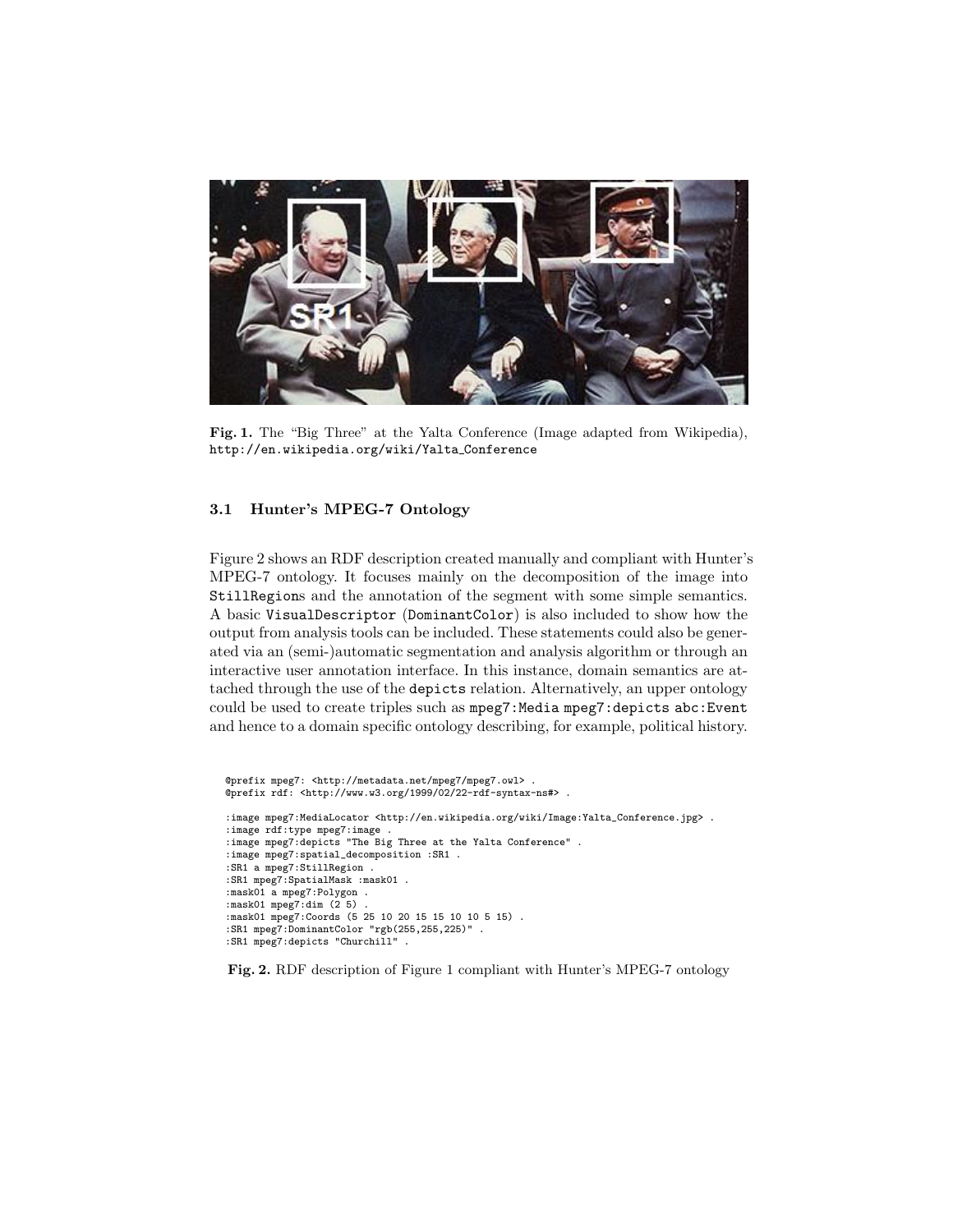Fig. 1. The "Big Three" at the Yalta Conference (Image adapted from Wikipedia), http://en.wikipedia.org/wiki/Yalta_Conference

### 3.1 Hunter's MPEG-7 Ontology

Figure 2 shows an RDF description created manually and compliant with Hunter's MPEG-7 ontology. It focuses mainly on the decomposition of the image into StillRegions and the annotation of the segment with some simple semantics. A basic VisualDescriptor (DominantColor) is also included to show how the output from analysis tools can be included. These statements could also be generated via an (semi-)automatic segmentation and analysis algorithm or through an interactive user annotation interface. In this instance, domain semantics are attached through the use of the depicts relation. Alternatively, an upper ontology could be used to create triples such as mpeg7:Media mpeg7:depicts abc:Event and hence to a domain specific ontology describing, for example, political history.

```
@prefix mpeg7: <http://metadata.net/mpeg7/mpeg7.owl> .
@prefix rdf: <http://www.w3.org/1999/02/22-rdf-syntax-ns#> .

:image mpeg7:MediaLocator <http://en.wikipedia.org/wiki/Image:Yalta_Conference.jpg> .
:image rdf:type mpeg7:image .
:image mpeg7:depicts "The Big Three at the Yalta Conference" .
:image mpeg7:spatial_decomposition :SR1 .
:SR1 a mpeg7:StillRegion .
:SR1 mpeg7:SpatialMask :mask01 .
:mask01 a mpeg7:Polygon .
:mask01 mpeg7:dim (2 5) .
:mask01 mpeg7:Coords (5 25 10 20 15 15 10 10 5 15) .
:SR1 mpeg7:DominantColor "rgb(255,255,225)" .
:SR1 mpeg7:depicts "Churchill" .
```

Fig. 2. RDF description of Figure 1 compliant with Hunter's MPEG-7 ontology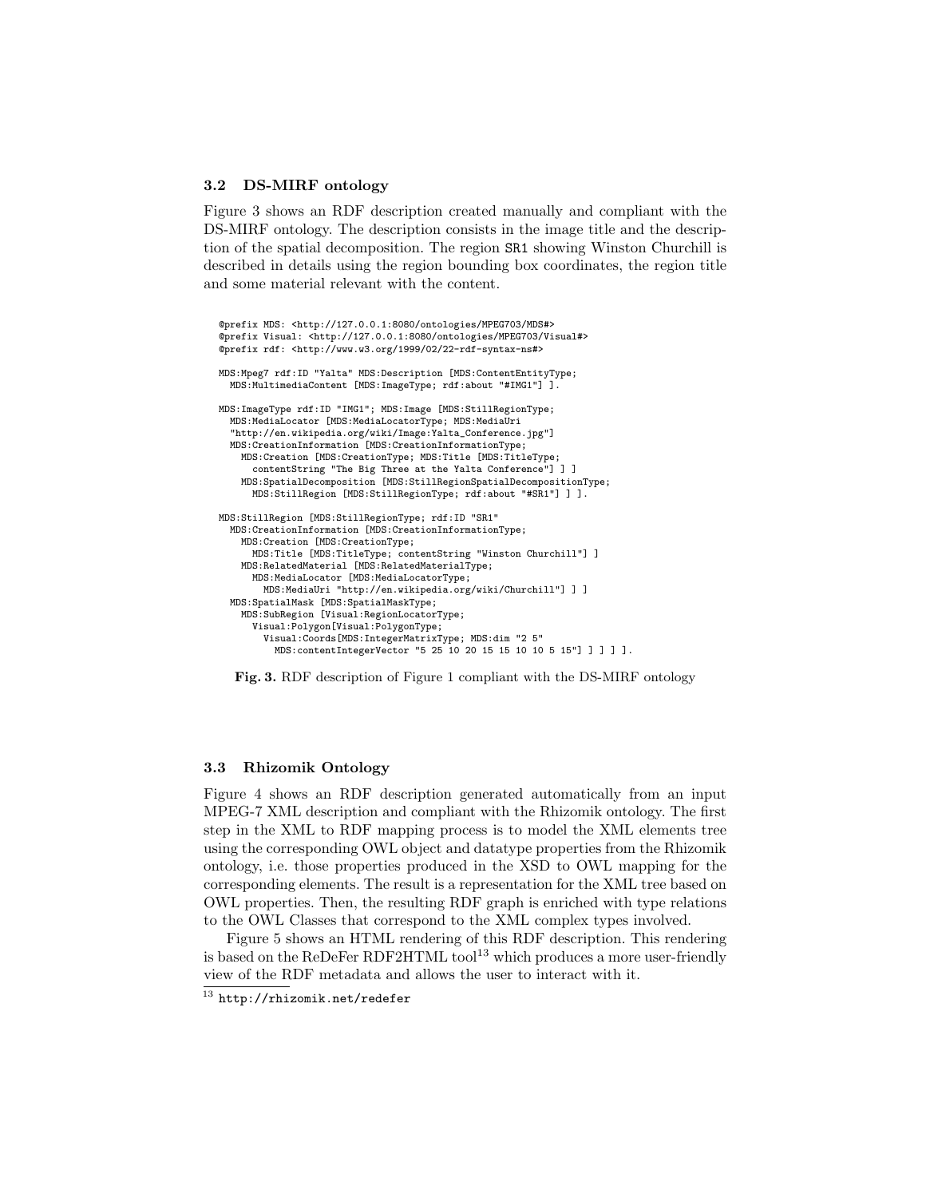### 3.2 DS-MIRF ontology

Figure 3 shows an RDF description created manually and compliant with the DS-MIRF ontology. The description consists in the image title and the description of the spatial decomposition. The region SR1 showing Winston Churchill is described in details using the region bounding box coordinates, the region title and some material relevant with the content.

```
@prefix MDS: <http://127.0.0.1:8080/ontologies/MPEG703/MDS#>
@prefix Visual: <http://127.0.0.1:8080/ontologies/MPEG703/Visual#>
@prefix rdf: <http://www.w3.org/1999/02/22-rdf-syntax-ns#>

MDS:Mpeg7 rdf:ID "Yalta" MDS:Description [MDS:ContentEntityType;
  MDS:MultimediaContent [MDS:ImageType; rdf:about "#IMG1"] ].

MDS:ImageType rdf:ID "IMG1"; MDS:Image [MDS:StillRegionType;
  MDS:MediaLocator [MDS:MediaLocatorType; MDS:MediaUri
  "http://en.wikipedia.org/wiki/Image:Yalta_Conference.jpg"]
  MDS:CreationInformation [MDS:CreationInformationType;
    MDS:Creation [MDS:CreationType; MDS:Title [MDS:TitleType;
      contentString "The Big Three at the Yalta Conference"] ] ]
    MDS:SpatialDecomposition [MDS:StillRegionSpatialDecompositionType;
      MDS:StillRegion [MDS:StillRegionType; rdf:about "#SR1"] ] ].

MDS:StillRegion [MDS:StillRegionType; rdf:ID "SR1"
  MDS:CreationInformation [MDS:CreationInformationType;
    MDS:Creation [MDS:CreationType;
      MDS:Title [MDS:TitleType; contentString "Winston Churchill"] ]
    MDS:RelatedMaterial [MDS:RelatedMaterialType;
      MDS:MediaLocator [MDS:MediaLocatorType;
        MDS:MediaUri "http://en.wikipedia.org/wiki/Churchill"] ] ]
  MDS:SpatialMask [MDS:SpatialMaskType;
    MDS:SubRegion [Visual:RegionLocatorType;
      Visual:Polygon[Visual:PolygonType;
        Visual:Coords[MDS:IntegerMatrixType; MDS:dim "2 5"
          MDS:contentIntegerVector "5 25 10 20 15 15 10 10 5 15"] ] ] ] ].
```

**Fig. 3.** RDF description of Figure 1 compliant with the DS-MIRF ontology

### 3.3 Rhizomik Ontology

Figure 4 shows an RDF description generated automatically from an input MPEG-7 XML description and compliant with the Rhizomik ontology. The first step in the XML to RDF mapping process is to model the XML elements tree using the corresponding OWL object and datatype properties from the Rhizomik ontology, i.e. those properties produced in the XSD to OWL mapping for the corresponding elements. The result is a representation for the XML tree based on OWL properties. Then, the resulting RDF graph is enriched with type relations to the OWL Classes that correspond to the XML complex types involved.

Figure 5 shows an HTML rendering of this RDF description. This rendering is based on the ReDeFer RDF2HTML tool[13] which produces a more user-friendly view of the RDF metadata and allows the user to interact with it.

[13] http://rhizomik.net/redefer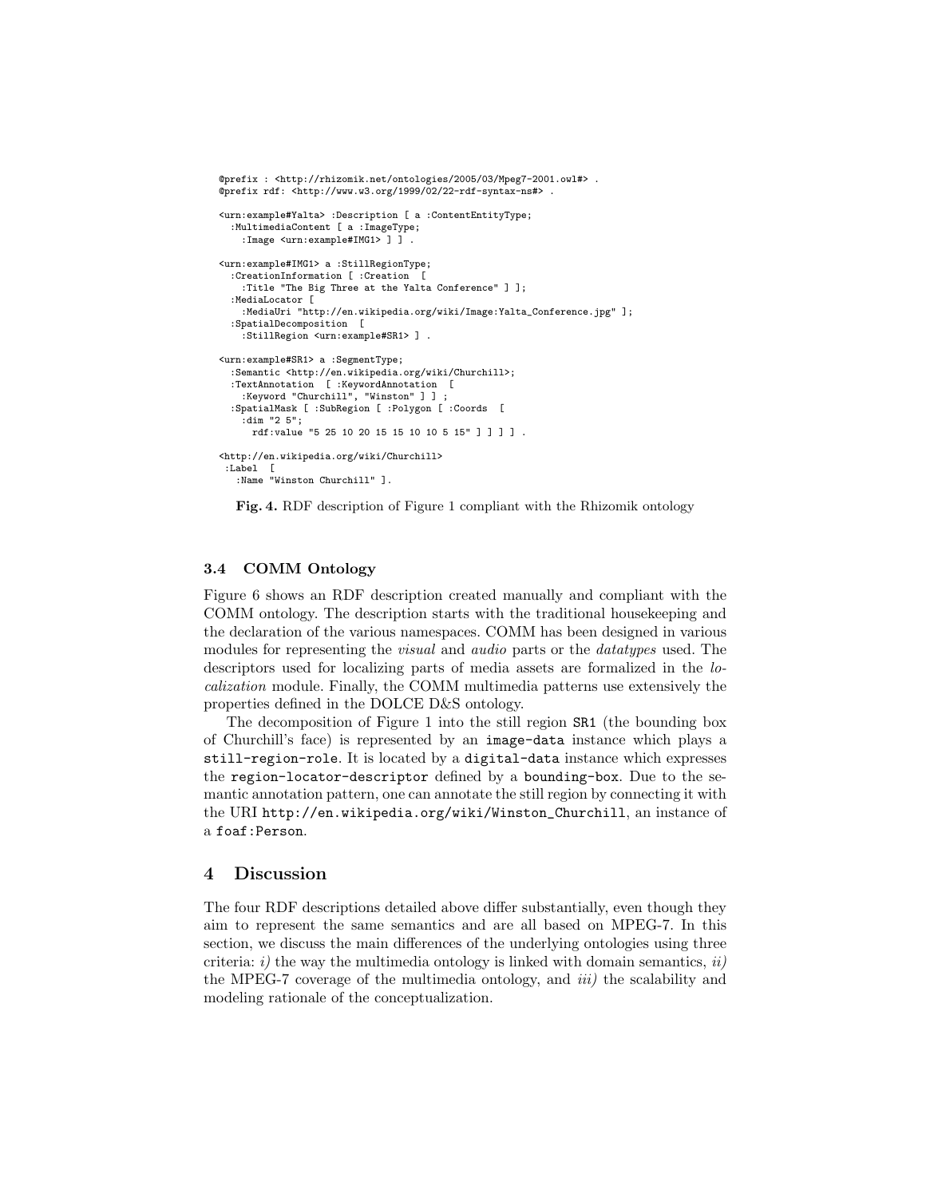```
@prefix : <http://rhizomik.net/ontologies/2005/03/Mpeg7-2001.owl#> .
@prefix rdf: <http://www.w3.org/1999/02/22-rdf-syntax-ns#> .

<urn:example#Yalta> :Description [ a :ContentEntityType;
  :MultimediaContent [ a :ImageType;
    :Image <urn:example#IMG1> ] ] .

<urn:example#IMG1> a :StillRegionType;
  :CreationInformation [ :Creation  [
    :Title "The Big Three at the Yalta Conference" ] ];
  :MediaLocator [
    :MediaUri "http://en.wikipedia.org/wiki/Image:Yalta_Conference.jpg" ];
  :SpatialDecomposition  [
    :StillRegion <urn:example#SR1> ] .

<urn:example#SR1> a :SegmentType;
  :Semantic <http://en.wikipedia.org/wiki/Churchill>;
  :TextAnnotation  [ :KeywordAnnotation  [
    :Keyword "Churchill", "Winston" ] ] ;
  :SpatialMask [ :SubRegion [ :Polygon [ :Coords  [
    :dim "2 5";
      rdf:value "5 25 10 20 15 15 10 10 5 15" ] ] ] ] .

<http://en.wikipedia.org/wiki/Churchill>
 :Label  [
   :Name "Winston Churchill" ].
```

**Fig. 4.** RDF description of Figure 1 compliant with the Rhizomik ontology

### 3.4 COMM Ontology

Figure 6 shows an RDF description created manually and compliant with the COMM ontology. The description starts with the traditional housekeeping and the declaration of the various namespaces. COMM has been designed in various modules for representing the *visual* and *audio* parts or the *datatypes* used. The descriptors used for localizing parts of media assets are formalized in the *localization* module. Finally, the COMM multimedia patterns use extensively the properties defined in the DOLCE D&S ontology.

The decomposition of Figure 1 into the still region `SR1` (the bounding box of Churchill's face) is represented by an `image-data` instance which plays a `still-region-role`. It is located by a `digital-data` instance which expresses the `region-locator-descriptor` defined by a `bounding-box`. Due to the semantic annotation pattern, one can annotate the still region by connecting it with the URI `http://en.wikipedia.org/wiki/Winston_Churchill`, an instance of a `foaf:Person`.

## 4 Discussion

The four RDF descriptions detailed above differ substantially, even though they aim to represent the same semantics and are all based on MPEG-7. In this section, we discuss the main differences of the underlying ontologies using three criteria: *i)* the way the multimedia ontology is linked with domain semantics, *ii)* the MPEG-7 coverage of the multimedia ontology, and *iii)* the scalability and modeling rationale of the conceptualization.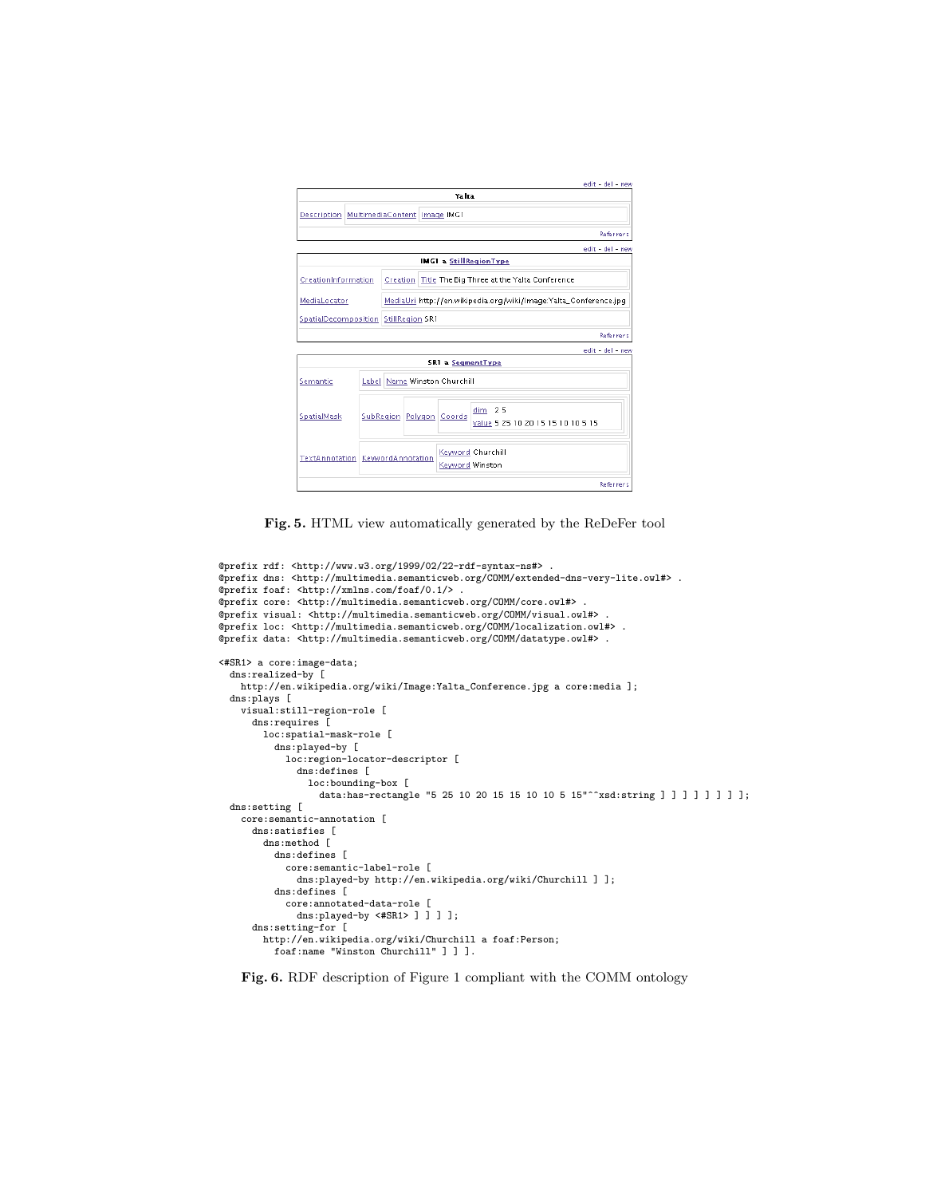edit - del - new

| Yalta | | |
|---|---|---|
| Description | MultimediaContent | Image IMG1 |
| | | Referrers |

edit - del - new

| IMG1 a StillRegionType | | |
|---|---|---|
| CreationInformation | Creation | Title The Big Three at the Yalta Conference |
| MediaLocator | MediaUri http://en.wikipedia.org/wiki/Image:Yalta_Conference.jpg | |
| SpatialDecomposition | StillRegion SR1 | |
| | | Referrers |

edit - del - new

| SR1 a SegmentType | | | | |
|---|---|---|---|---|
| Semantic | Label | Name Winston Churchill | | |
| SpatialMask | SubRegion | Polygon | Coords | dim 2 5<br>value 5 25 10 20 15 15 10 10 5 15 |
| TextAnnotation | KeywordAnnotation | Keyword Churchill<br>Keyword Winston | | |
| | | | | Referrers |

**Fig. 5.** HTML view automatically generated by the ReDeFer tool

```
@prefix rdf: <http://www.w3.org/1999/02/22-rdf-syntax-ns#> .
@prefix dns: <http://multimedia.semanticweb.org/COMM/extended-dns-very-lite.owl#> .
@prefix foaf: <http://xmlns.com/foaf/0.1/> .
@prefix core: <http://multimedia.semanticweb.org/COMM/core.owl#> .
@prefix visual: <http://multimedia.semanticweb.org/COMM/visual.owl#> .
@prefix loc: <http://multimedia.semanticweb.org/COMM/localization.owl#> .
@prefix data: <http://multimedia.semanticweb.org/COMM/datatype.owl#> .

<#SR1> a core:image-data;
  dns:realized-by [
    http://en.wikipedia.org/wiki/Image:Yalta_Conference.jpg a core:media ];
  dns:plays [
    visual:still-region-role [
      dns:requires [
        loc:spatial-mask-role [
          dns:played-by [
            loc:region-locator-descriptor [
              dns:defines [
                loc:bounding-box [
                  data:has-rectangle "5 25 10 20 15 15 10 10 5 15"^^xsd:string ] ] ] ] ] ] ] ];
  dns:setting [
    core:semantic-annotation [
      dns:satisfies [
        dns:method [
          dns:defines [
            core:semantic-label-role [
              dns:played-by http://en.wikipedia.org/wiki/Churchill ] ];
          dns:defines [
            core:annotated-data-role [
              dns:played-by <#SR1> ] ] ] ];
      dns:setting-for [
        http://en.wikipedia.org/wiki/Churchill a foaf:Person;
          foaf:name "Winston Churchill" ] ] ].
```

**Fig. 6.** RDF description of Figure 1 compliant with the COMM ontology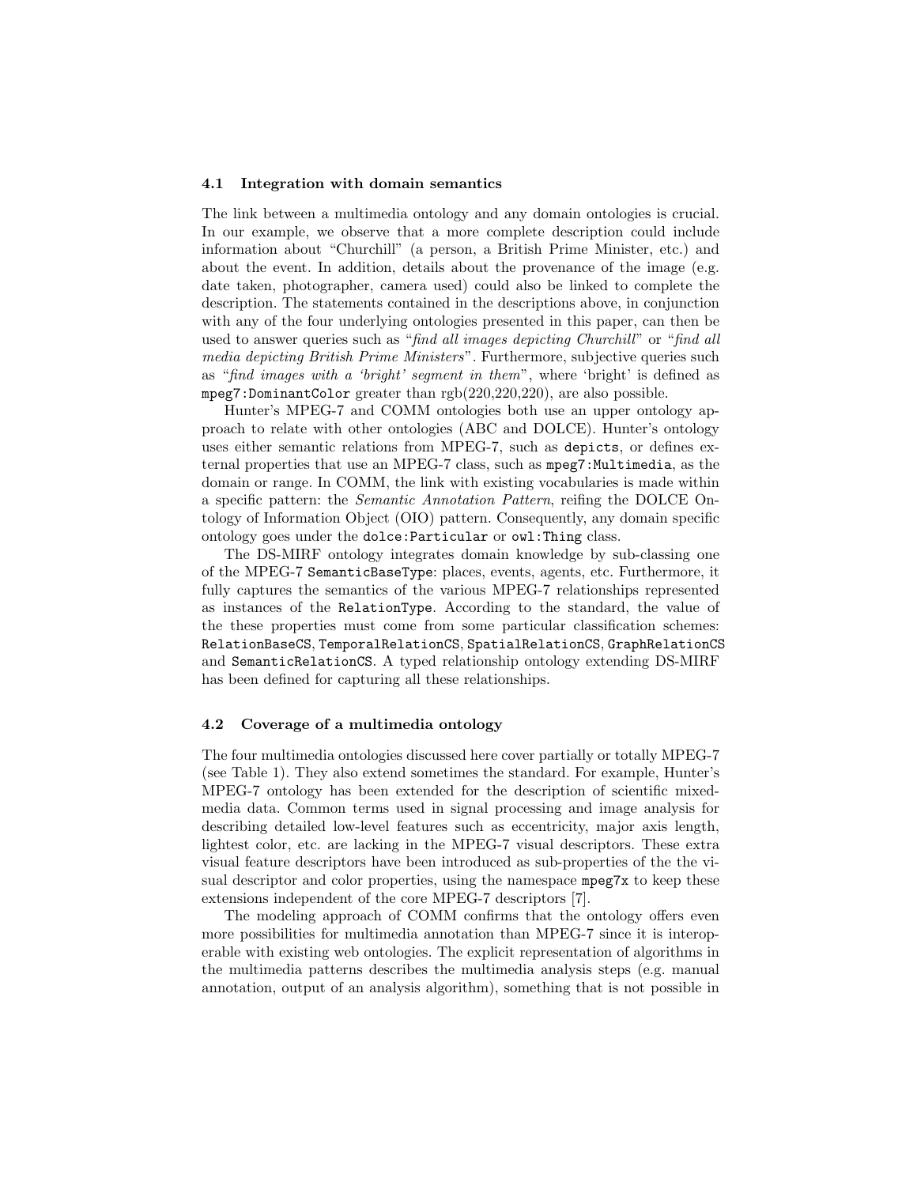### 4.1 Integration with domain semantics

The link between a multimedia ontology and any domain ontologies is crucial. In our example, we observe that a more complete description could include information about "Churchill" (a person, a British Prime Minister, etc.) and about the event. In addition, details about the provenance of the image (e.g. date taken, photographer, camera used) could also be linked to complete the description. The statements contained in the descriptions above, in conjunction with any of the four underlying ontologies presented in this paper, can then be used to answer queries such as "*find all images depicting Churchill*" or "*find all media depicting British Prime Ministers*". Furthermore, subjective queries such as "*find images with a 'bright' segment in them*", where 'bright' is defined as `mpeg7:DominantColor` greater than rgb(220,220,220), are also possible.

Hunter's MPEG-7 and COMM ontologies both use an upper ontology approach to relate with other ontologies (ABC and DOLCE). Hunter's ontology uses either semantic relations from MPEG-7, such as `depicts`, or defines external properties that use an MPEG-7 class, such as `mpeg7:Multimedia`, as the domain or range. In COMM, the link with existing vocabularies is made within a specific pattern: the *Semantic Annotation Pattern*, reifing the DOLCE Ontology of Information Object (OIO) pattern. Consequently, any domain specific ontology goes under the `dolce:Particular` or `owl:Thing` class.

The DS-MIRF ontology integrates domain knowledge by sub-classing one of the MPEG-7 `SemanticBaseType`: places, events, agents, etc. Furthermore, it fully captures the semantics of the various MPEG-7 relationships represented as instances of the `RelationType`. According to the standard, the value of the these properties must come from some particular classification schemes: `RelationBaseCS`, `TemporalRelationCS`, `SpatialRelationCS`, `GraphRelationCS` and `SemanticRelationCS`. A typed relationship ontology extending DS-MIRF has been defined for capturing all these relationships.

### 4.2 Coverage of a multimedia ontology

The four multimedia ontologies discussed here cover partially or totally MPEG-7 (see Table 1). They also extend sometimes the standard. For example, Hunter's MPEG-7 ontology has been extended for the description of scientific mixed-media data. Common terms used in signal processing and image analysis for describing detailed low-level features such as eccentricity, major axis length, lightest color, etc. are lacking in the MPEG-7 visual descriptors. These extra visual feature descriptors have been introduced as sub-properties of the the visual descriptor and color properties, using the namespace `mpeg7x` to keep these extensions independent of the core MPEG-7 descriptors [7].

The modeling approach of COMM confirms that the ontology offers even more possibilities for multimedia annotation than MPEG-7 since it is interoperable with existing web ontologies. The explicit representation of algorithms in the multimedia patterns describes the multimedia analysis steps (e.g. manual annotation, output of an analysis algorithm), something that is not possible in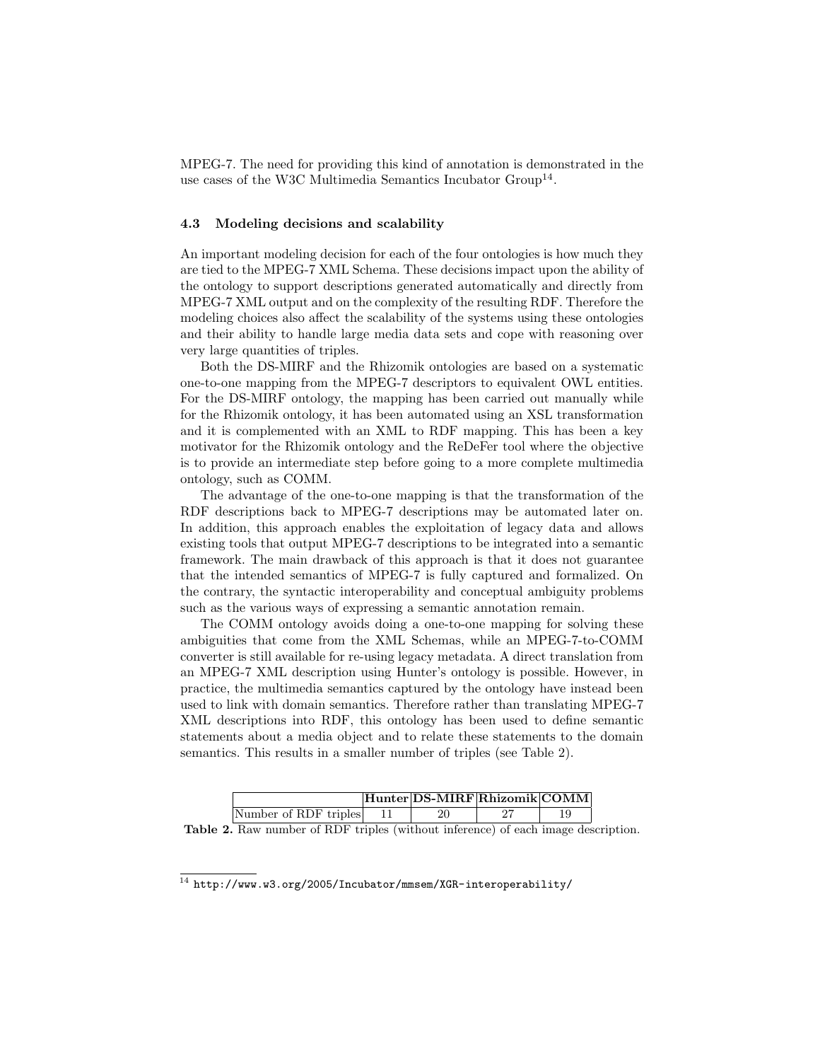MPEG-7. The need for providing this kind of annotation is demonstrated in the use cases of the W3C Multimedia Semantics Incubator Group[14].

### 4.3 Modeling decisions and scalability

An important modeling decision for each of the four ontologies is how much they are tied to the MPEG-7 XML Schema. These decisions impact upon the ability of the ontology to support descriptions generated automatically and directly from MPEG-7 XML output and on the complexity of the resulting RDF. Therefore the modeling choices also affect the scalability of the systems using these ontologies and their ability to handle large media data sets and cope with reasoning over very large quantities of triples.

Both the DS-MIRF and the Rhizomik ontologies are based on a systematic one-to-one mapping from the MPEG-7 descriptors to equivalent OWL entities. For the DS-MIRF ontology, the mapping has been carried out manually while for the Rhizomik ontology, it has been automated using an XSL transformation and it is complemented with an XML to RDF mapping. This has been a key motivator for the Rhizomik ontology and the ReDeFer tool where the objective is to provide an intermediate step before going to a more complete multimedia ontology, such as COMM.

The advantage of the one-to-one mapping is that the transformation of the RDF descriptions back to MPEG-7 descriptions may be automated later on. In addition, this approach enables the exploitation of legacy data and allows existing tools that output MPEG-7 descriptions to be integrated into a semantic framework. The main drawback of this approach is that it does not guarantee that the intended semantics of MPEG-7 is fully captured and formalized. On the contrary, the syntactic interoperability and conceptual ambiguity problems such as the various ways of expressing a semantic annotation remain.

The COMM ontology avoids doing a one-to-one mapping for solving these ambiguities that come from the XML Schemas, while an MPEG-7-to-COMM converter is still available for re-using legacy metadata. A direct translation from an MPEG-7 XML description using Hunter's ontology is possible. However, in practice, the multimedia semantics captured by the ontology have instead been used to link with domain semantics. Therefore rather than translating MPEG-7 XML descriptions into RDF, this ontology has been used to define semantic statements about a media object and to relate these statements to the domain semantics. This results in a smaller number of triples (see Table 2).

| | Hunter | DS-MIRF | Rhizomik | COMM |
|---|---|---|---|---|
| Number of RDF triples | 11 | 20 | 27 | 19 |

**Table 2.** Raw number of RDF triples (without inference) of each image description.

[14] http://www.w3.org/2005/Incubator/mmsem/XGR-interoperability/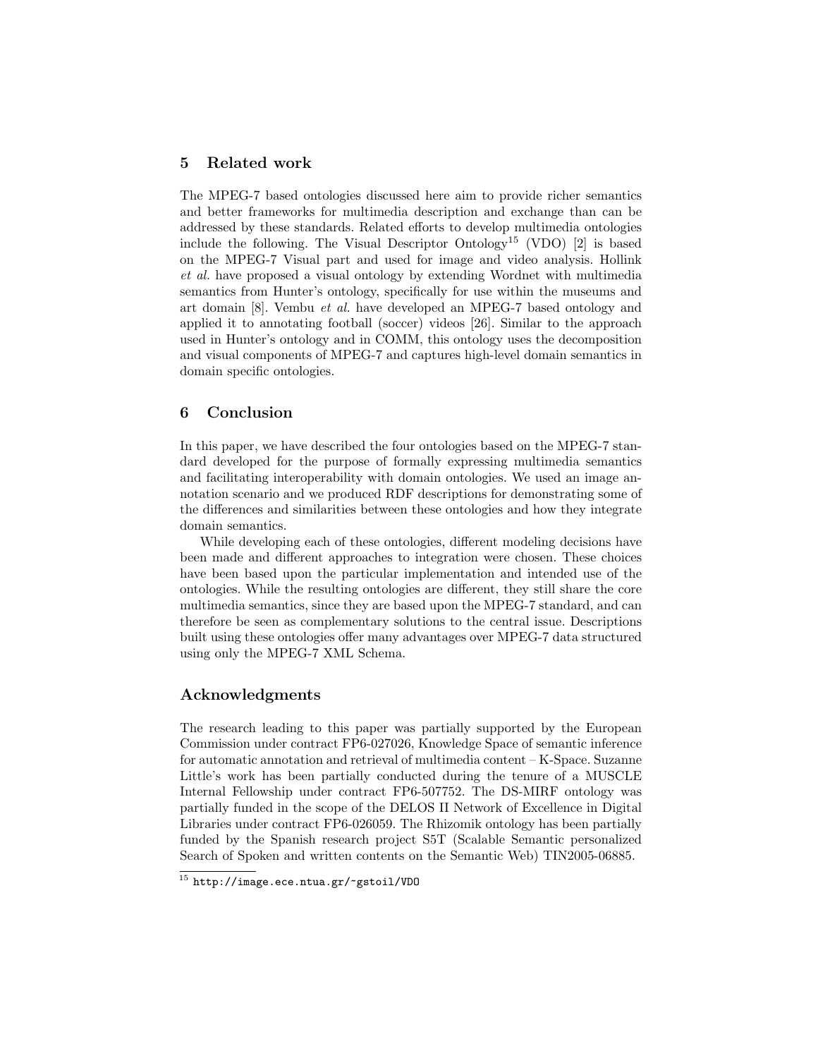## 5 Related work

The MPEG-7 based ontologies discussed here aim to provide richer semantics and better frameworks for multimedia description and exchange than can be addressed by these standards. Related efforts to develop multimedia ontologies include the following. The Visual Descriptor Ontology[15] (VDO) [2] is based on the MPEG-7 Visual part and used for image and video analysis. Hollink *et al.* have proposed a visual ontology by extending Wordnet with multimedia semantics from Hunter's ontology, specifically for use within the museums and art domain [8]. Vembu *et al.* have developed an MPEG-7 based ontology and applied it to annotating football (soccer) videos [26]. Similar to the approach used in Hunter's ontology and in COMM, this ontology uses the decomposition and visual components of MPEG-7 and captures high-level domain semantics in domain specific ontologies.

## 6 Conclusion

In this paper, we have described the four ontologies based on the MPEG-7 standard developed for the purpose of formally expressing multimedia semantics and facilitating interoperability with domain ontologies. We used an image annotation scenario and we produced RDF descriptions for demonstrating some of the differences and similarities between these ontologies and how they integrate domain semantics.

While developing each of these ontologies, different modeling decisions have been made and different approaches to integration were chosen. These choices have been based upon the particular implementation and intended use of the ontologies. While the resulting ontologies are different, they still share the core multimedia semantics, since they are based upon the MPEG-7 standard, and can therefore be seen as complementary solutions to the central issue. Descriptions built using these ontologies offer many advantages over MPEG-7 data structured using only the MPEG-7 XML Schema.

## Acknowledgments

The research leading to this paper was partially supported by the European Commission under contract FP6-027026, Knowledge Space of semantic inference for automatic annotation and retrieval of multimedia content – K-Space. Suzanne Little's work has been partially conducted during the tenure of a MUSCLE Internal Fellowship under contract FP6-507752. The DS-MIRF ontology was partially funded in the scope of the DELOS II Network of Excellence in Digital Libraries under contract FP6-026059. The Rhizomik ontology has been partially funded by the Spanish research project S5T (Scalable Semantic personalized Search of Spoken and written contents on the Semantic Web) TIN2005-06885.

[15] `http://image.ece.ntua.gr/~gstoil/VDO`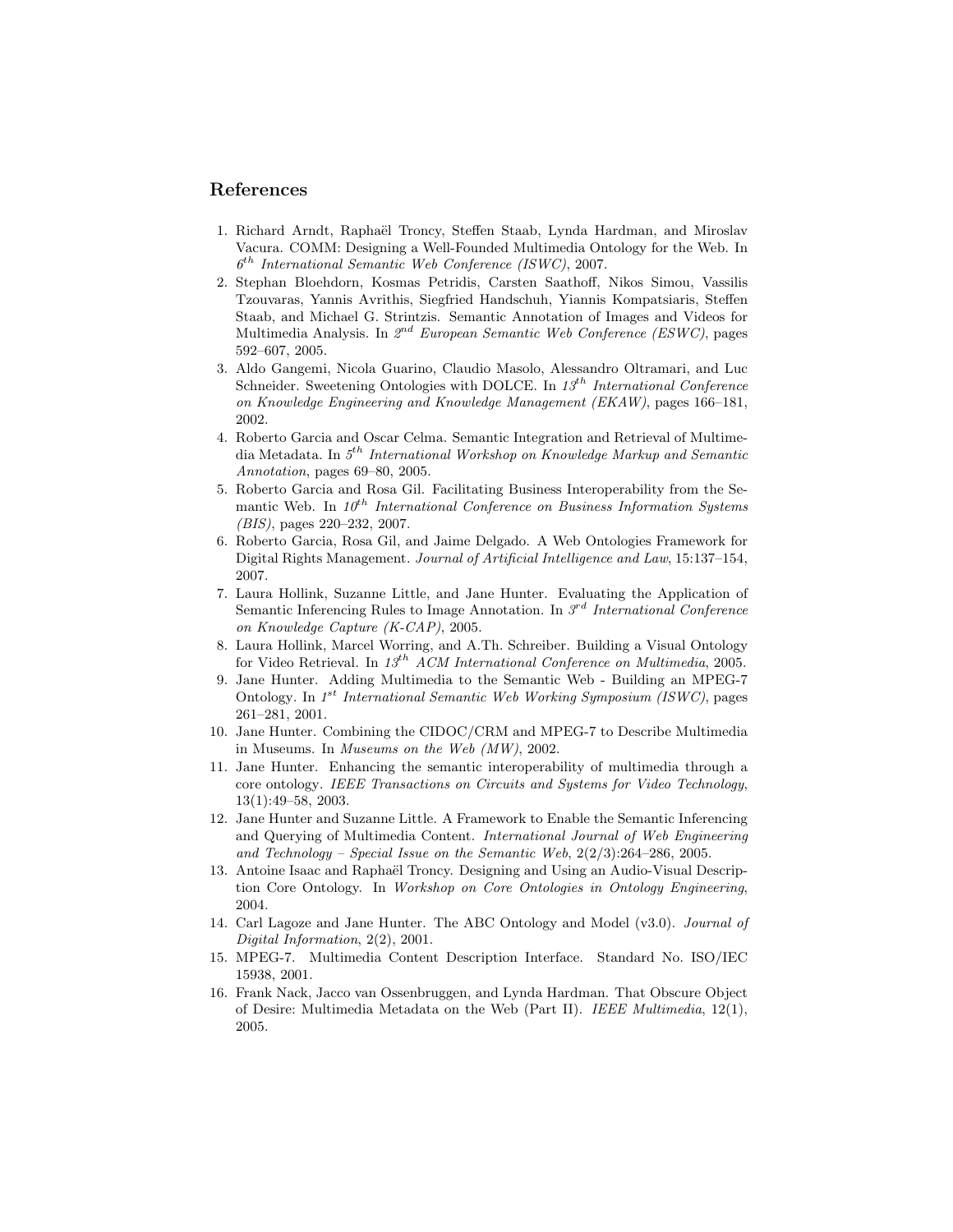## References

1. Richard Arndt, Raphaël Troncy, Steffen Staab, Lynda Hardman, and Miroslav Vacura. COMM: Designing a Well-Founded Multimedia Ontology for the Web. In *6th International Semantic Web Conference (ISWC)*, 2007.
2. Stephan Bloehdorn, Kosmas Petridis, Carsten Saathoff, Nikos Simou, Vassilis Tzouvaras, Yannis Avrithis, Siegfried Handschuh, Yiannis Kompatsiaris, Steffen Staab, and Michael G. Strintzis. Semantic Annotation of Images and Videos for Multimedia Analysis. In *2nd European Semantic Web Conference (ESWC)*, pages 592–607, 2005.
3. Aldo Gangemi, Nicola Guarino, Claudio Masolo, Alessandro Oltramari, and Luc Schneider. Sweetening Ontologies with DOLCE. In *13th International Conference on Knowledge Engineering and Knowledge Management (EKAW)*, pages 166–181, 2002.
4. Roberto Garcia and Oscar Celma. Semantic Integration and Retrieval of Multimedia Metadata. In *5th International Workshop on Knowledge Markup and Semantic Annotation*, pages 69–80, 2005.
5. Roberto Garcia and Rosa Gil. Facilitating Business Interoperability from the Semantic Web. In *10th International Conference on Business Information Systems (BIS)*, pages 220–232, 2007.
6. Roberto Garcia, Rosa Gil, and Jaime Delgado. A Web Ontologies Framework for Digital Rights Management. *Journal of Artificial Intelligence and Law*, 15:137–154, 2007.
7. Laura Hollink, Suzanne Little, and Jane Hunter. Evaluating the Application of Semantic Inferencing Rules to Image Annotation. In *3rd International Conference on Knowledge Capture (K-CAP)*, 2005.
8. Laura Hollink, Marcel Worring, and A.Th. Schreiber. Building a Visual Ontology for Video Retrieval. In *13th ACM International Conference on Multimedia*, 2005.
9. Jane Hunter. Adding Multimedia to the Semantic Web - Building an MPEG-7 Ontology. In *1st International Semantic Web Working Symposium (ISWC)*, pages 261–281, 2001.
10. Jane Hunter. Combining the CIDOC/CRM and MPEG-7 to Describe Multimedia in Museums. In *Museums on the Web (MW)*, 2002.
11. Jane Hunter. Enhancing the semantic interoperability of multimedia through a core ontology. *IEEE Transactions on Circuits and Systems for Video Technology*, 13(1):49–58, 2003.
12. Jane Hunter and Suzanne Little. A Framework to Enable the Semantic Inferencing and Querying of Multimedia Content. *International Journal of Web Engineering and Technology – Special Issue on the Semantic Web*, 2(2/3):264–286, 2005.
13. Antoine Isaac and Raphaël Troncy. Designing and Using an Audio-Visual Description Core Ontology. In *Workshop on Core Ontologies in Ontology Engineering*, 2004.
14. Carl Lagoze and Jane Hunter. The ABC Ontology and Model (v3.0). *Journal of Digital Information*, 2(2), 2001.
15. MPEG-7. Multimedia Content Description Interface. Standard No. ISO/IEC 15938, 2001.
16. Frank Nack, Jacco van Ossenbruggen, and Lynda Hardman. That Obscure Object of Desire: Multimedia Metadata on the Web (Part II). *IEEE Multimedia*, 12(1), 2005.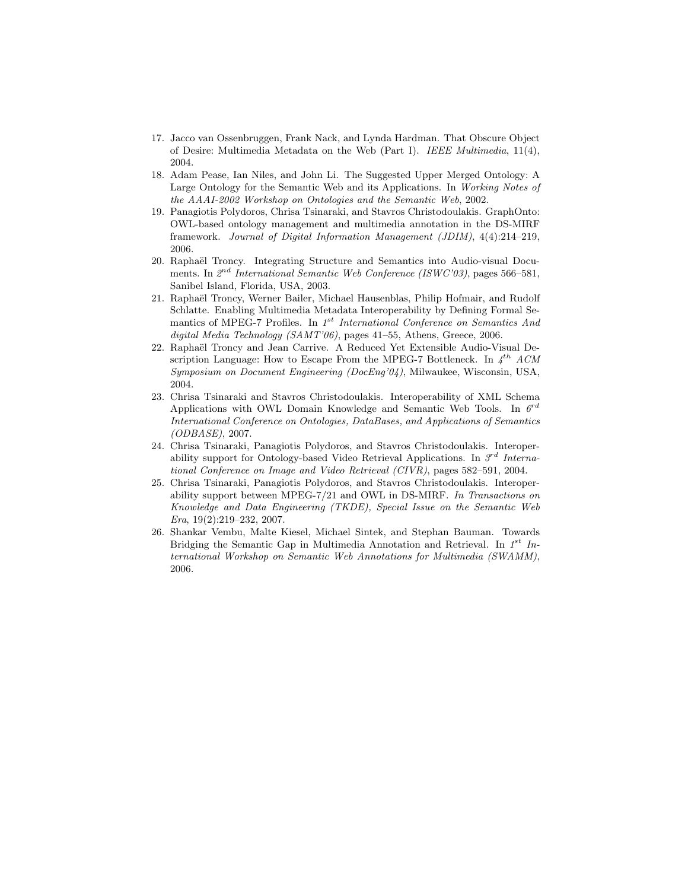17. Jacco van Ossenbruggen, Frank Nack, and Lynda Hardman. That Obscure Object of Desire: Multimedia Metadata on the Web (Part I). *IEEE Multimedia*, 11(4), 2004.
18. Adam Pease, Ian Niles, and John Li. The Suggested Upper Merged Ontology: A Large Ontology for the Semantic Web and its Applications. In *Working Notes of the AAAI-2002 Workshop on Ontologies and the Semantic Web*, 2002.
19. Panagiotis Polydoros, Chrisa Tsinaraki, and Stavros Christodoulakis. GraphOnto: OWL-based ontology management and multimedia annotation in the DS-MIRF framework. *Journal of Digital Information Management (JDIM)*, 4(4):214–219, 2006.
20. Raphaël Troncy. Integrating Structure and Semantics into Audio-visual Documents. In *2nd International Semantic Web Conference (ISWC'03)*, pages 566–581, Sanibel Island, Florida, USA, 2003.
21. Raphaël Troncy, Werner Bailer, Michael Hausenblas, Philip Hofmair, and Rudolf Schlatte. Enabling Multimedia Metadata Interoperability by Defining Formal Semantics of MPEG-7 Profiles. In *1st International Conference on Semantics And digital Media Technology (SAMT'06)*, pages 41–55, Athens, Greece, 2006.
22. Raphaël Troncy and Jean Carrive. A Reduced Yet Extensible Audio-Visual Description Language: How to Escape From the MPEG-7 Bottleneck. In *4th ACM Symposium on Document Engineering (DocEng'04)*, Milwaukee, Wisconsin, USA, 2004.
23. Chrisa Tsinaraki and Stavros Christodoulakis. Interoperability of XML Schema Applications with OWL Domain Knowledge and Semantic Web Tools. In *6rd International Conference on Ontologies, DataBases, and Applications of Semantics (ODBASE)*, 2007.
24. Chrisa Tsinaraki, Panagiotis Polydoros, and Stavros Christodoulakis. Interoperability support for Ontology-based Video Retrieval Applications. In *3rd International Conference on Image and Video Retrieval (CIVR)*, pages 582–591, 2004.
25. Chrisa Tsinaraki, Panagiotis Polydoros, and Stavros Christodoulakis. Interoperability support between MPEG-7/21 and OWL in DS-MIRF. *In Transactions on Knowledge and Data Engineering (TKDE), Special Issue on the Semantic Web Era*, 19(2):219–232, 2007.
26. Shankar Vembu, Malte Kiesel, Michael Sintek, and Stephan Bauman. Towards Bridging the Semantic Gap in Multimedia Annotation and Retrieval. In *1st International Workshop on Semantic Web Annotations for Multimedia (SWAMM)*, 2006.